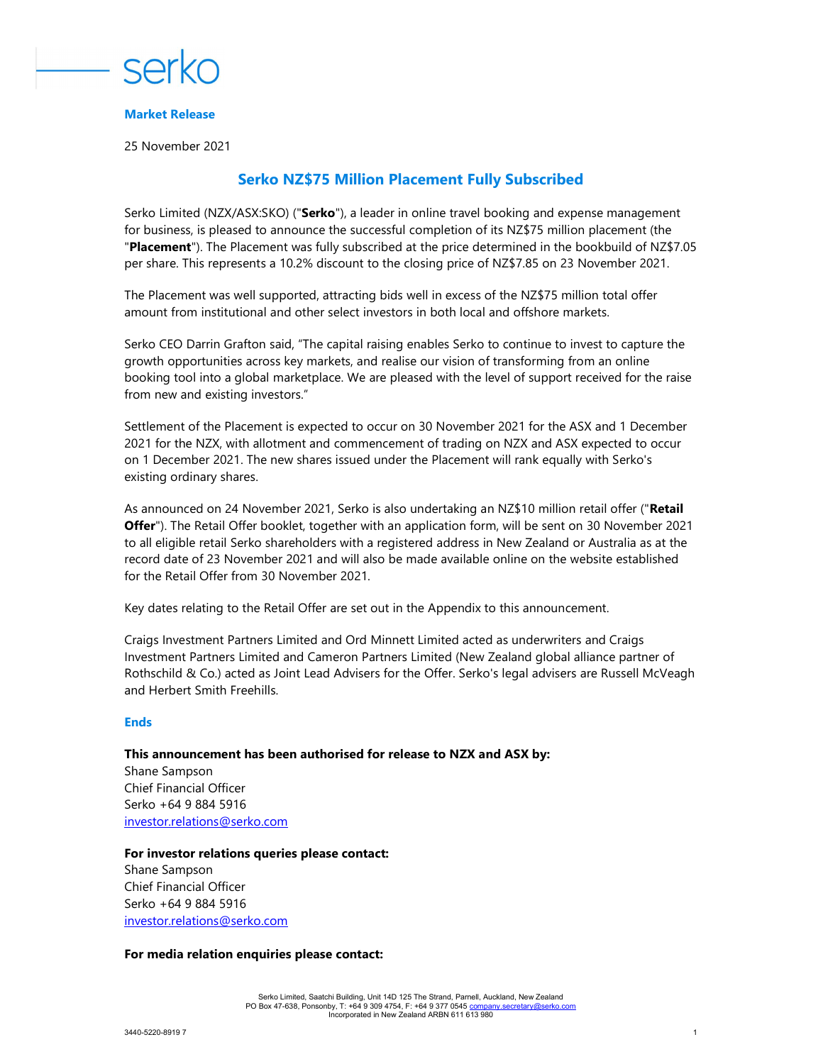serko

**Market Release**

25 November 2021

# Serko NZ$75 Million Placement Fully Subscribed

Serko Limited (NZX/ASX:SKO) ("**Serko**"), a leader in online travel booking and expense management for business, is pleased to announce the successful completion of its NZ$75 million placement (the "**Placement**"). The Placement was fully subscribed at the price determined in the bookbuild of NZ$7.05 per share. This represents a 10.2% discount to the closing price of NZ$7.85 on 23 November 2021.

The Placement was well supported, attracting bids well in excess of the NZ$75 million total offer amount from institutional and other select investors in both local and offshore markets.

Serko CEO Darrin Grafton said, "The capital raising enables Serko to continue to invest to capture the growth opportunities across key markets, and realise our vision of transforming from an online booking tool into a global marketplace. We are pleased with the level of support received for the raise from new and existing investors."

Settlement of the Placement is expected to occur on 30 November 2021 for the ASX and 1 December 2021 for the NZX, with allotment and commencement of trading on NZX and ASX expected to occur on 1 December 2021. The new shares issued under the Placement will rank equally with Serko's existing ordinary shares.

As announced on 24 November 2021, Serko is also undertaking an NZ$10 million retail offer ("**Retail Offer**"). The Retail Offer booklet, together with an application form, will be sent on 30 November 2021 to all eligible retail Serko shareholders with a registered address in New Zealand or Australia as at the record date of 23 November 2021 and will also be made available online on the website established for the Retail Offer from 30 November 2021.

Key dates relating to the Retail Offer are set out in the Appendix to this announcement.

Craigs Investment Partners Limited and Ord Minnett Limited acted as underwriters and Craigs Investment Partners Limited and Cameron Partners Limited (New Zealand global alliance partner of Rothschild & Co.) acted as Joint Lead Advisers for the Offer. Serko's legal advisers are Russell McVeagh and Herbert Smith Freehills.

**Ends**

**This announcement has been authorised for release to NZX and ASX by:**
Shane Sampson
Chief Financial Officer
Serko +64 9 884 5916
investor.relations@serko.com

**For investor relations queries please contact:**
Shane Sampson
Chief Financial Officer
Serko +64 9 884 5916
investor.relations@serko.com

**For media relation enquiries please contact:**

Serko Limited, Saatchi Building, Unit 14D 125 The Strand, Parnell, Auckland, New Zealand
PO Box 47-638, Ponsonby, T: +64 9 309 4754, F: +64 9 377 0545 company.secretary@serko.com
Incorporated in New Zealand ARBN 611 613 980

3440-5220-8919 7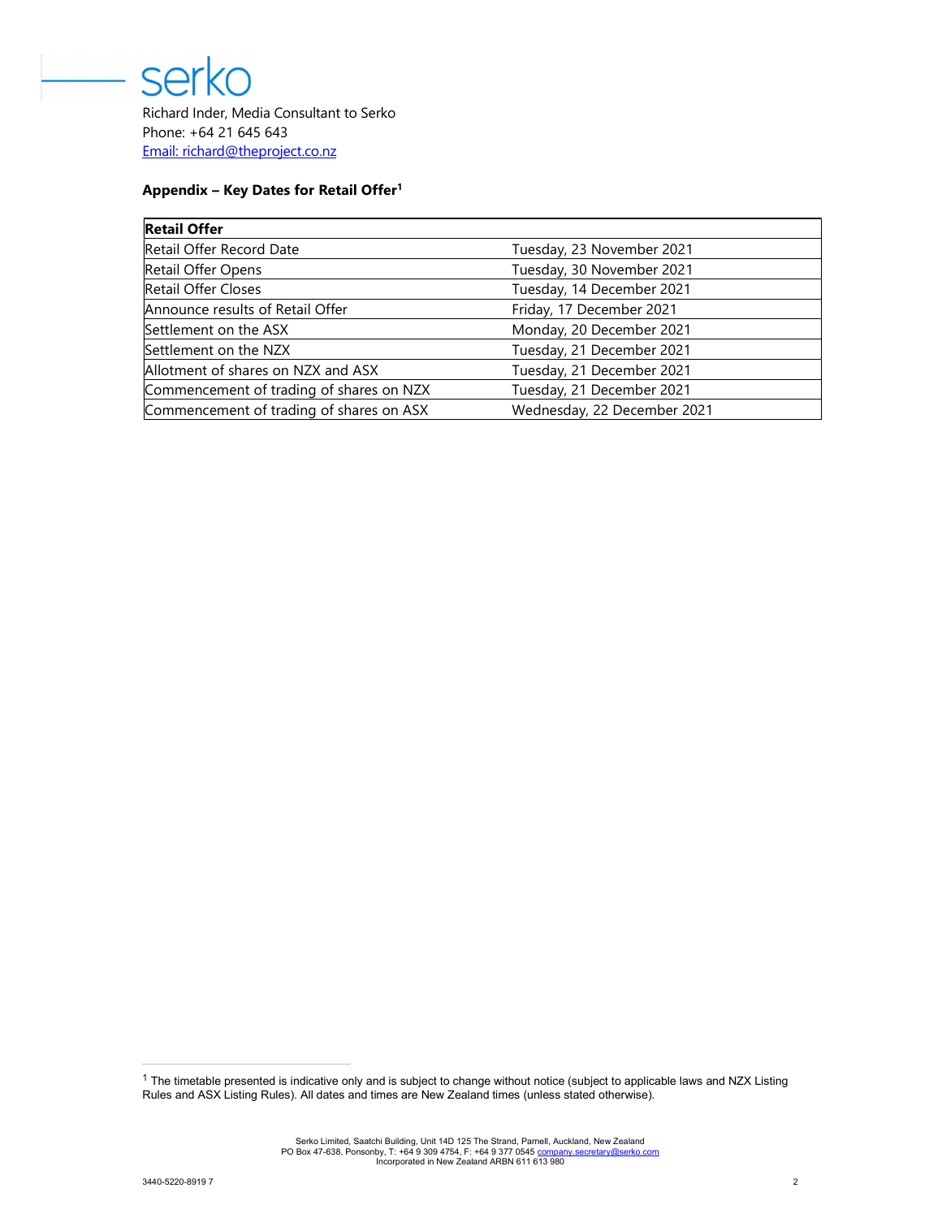serko

Richard Inder, Media Consultant to Serko
Phone: +64 21 645 643
Email: richard@theproject.co.nz

**Appendix – Key Dates for Retail Offer**[1]

| **Retail Offer** | |
|---|---|
| Retail Offer Record Date | Tuesday, 23 November 2021 |
| Retail Offer Opens | Tuesday, 30 November 2021 |
| Retail Offer Closes | Tuesday, 14 December 2021 |
| Announce results of Retail Offer | Friday, 17 December 2021 |
| Settlement on the ASX | Monday, 20 December 2021 |
| Settlement on the NZX | Tuesday, 21 December 2021 |
| Allotment of shares on NZX and ASX | Tuesday, 21 December 2021 |
| Commencement of trading of shares on NZX | Tuesday, 21 December 2021 |
| Commencement of trading of shares on ASX | Wednesday, 22 December 2021 |

[1] The timetable presented is indicative only and is subject to change without notice (subject to applicable laws and NZX Listing Rules and ASX Listing Rules). All dates and times are New Zealand times (unless stated otherwise).

Serko Limited, Saatchi Building, Unit 14D 125 The Strand, Parnell, Auckland, New Zealand
PO Box 47-638, Ponsonby, T: +64 9 309 4754, F: +64 9 377 0545 company.secretary@serko.com
Incorporated in New Zealand ARBN 611 613 980

3440-5220-8919 7